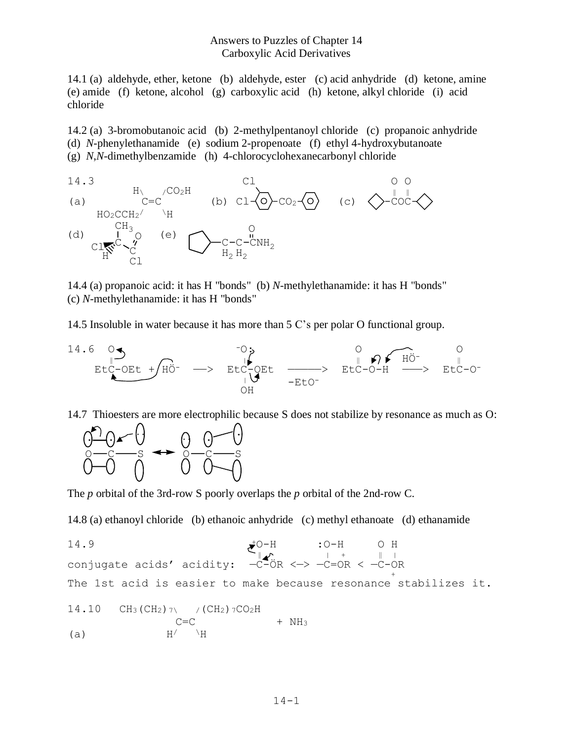# Answers to Puzzles of Chapter 14
## Carboxylic Acid Derivatives

14.1 (a) aldehyde, ether, ketone (b) aldehyde, ester (c) acid anhydride (d) ketone, amine (e) amide (f) ketone, alcohol (g) carboxylic acid (h) ketone, alkyl chloride (i) acid chloride

14.2 (a) 3-bromobutanoic acid (b) 2-methylpentanoyl chloride (c) propanoic anhydride (d) *N*-phenylethanamide (e) sodium 2-propenoate (f) ethyl 4-hydroxybutanoate (g) *N*,*N*-dimethylbenzamide (h) 4-chlorocyclohexanecarbonyl chloride

```
14.3
          H\    /CO2H                  Cl                          O  O
(a)         C=C            (b) Cl-(O)-CO2-(O)         (c)   <>-COC-<>
   HO2CCH2/    \H                                               ‖  ‖

       CH3                             O
(d)     |  O       (e)                 ‖
   Cl'''C //           [cyclopentyl]-C-C-CNH2
      H   C                           H2 H2
          Cl
```

14.4 (a) propanoic acid: it has H "bonds" (b) *N*-methylethanamide: it has H "bonds" (c) *N*-methylethanamide: it has H "bonds"

14.5 Insoluble in water because it has more than 5 C's per polar O functional group.

```
14.6   O                      -O:                       O        HÖ-       O
       ‖                       |                        ‖                  ‖
    EtC-OEt + HÖ-   -->     EtC-OEt    ------->     EtC-O-H    ---->    EtC-O-
                               |        -EtO-
                               OH
```

14.7 Thioesters are more electrophilic because S does not stabilize by resonance as much as O:

```
O——C——S   <-->   O——C——S
```

The *p* orbital of the 3rd-row S poorly overlaps the *p* orbital of the 2nd-row C.

14.8 (a) ethanoyl chloride (b) ethanoic anhydride (c) methyl ethanoate (d) ethanamide

```
14.9                          +O-H          :O-H          O H
                               ‖              |  +          ‖ |
conjugate acids' acidity:   —C-ÖR   <->   —C=OR    <    —C-OR
                                                             +
The 1st acid is easier to make because resonance stabilizes it.
```

```
14.10   CH3(CH2)7\    /(CH2)7CO2H
                  C=C                  + NH3
(a)              H/   \H
```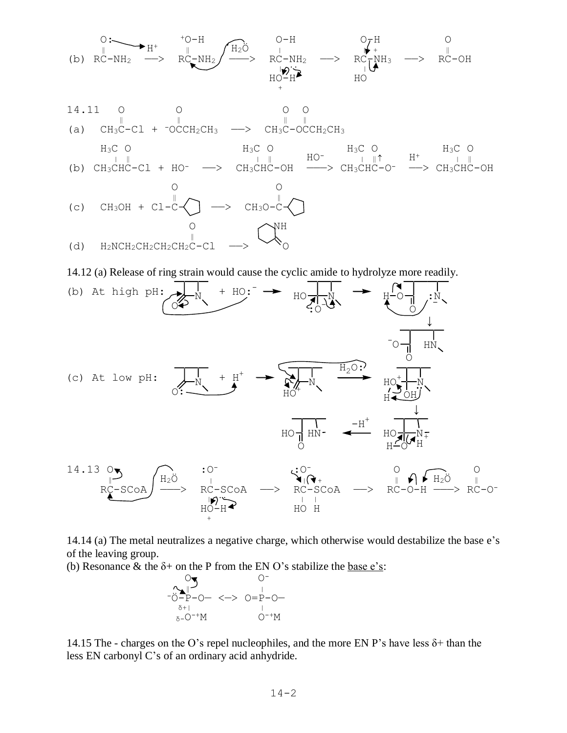(b) $RC(=O)NH_2 \xrightarrow{H^+} RC(=\overset{+}{O}H)NH_2 \xrightarrow{H_2\ddot{O}} RC(OH)(NH_2)(\overset{+}{O}H_2) \longrightarrow RC(OH)(HO)\overset{+}{N}H_3 \longrightarrow RC(=O)OH$

14.11

(a) $CH_3C(=O)Cl + {}^-OC(=O)CH_2CH_3 \longrightarrow CH_3C(=O)OC(=O)CH_2CH_3$

(b) $CH_3CH(CH_3)C(=O)Cl + HO^- \longrightarrow CH_3CH(CH_3)C(=O)OH \xrightarrow{HO^-} CH_3CH(CH_3)C(=O)O^- \xrightarrow{H^+} CH_3CH(CH_3)C(=O)OH$

(c) $CH_3OH + Cl\text{-}C(=O)\text{-cyclopentyl} \longrightarrow CH_3O\text{-}C(=O)\text{-cyclopentyl}$

(d) $H_2NCH_2CH_2CH_2CH_2C(=O)Cl \longrightarrow$ (six-membered cyclic amide, NH, C=O)

14.12 (a) Release of ring strain would cause the cyclic amide to hydrolyze more readily.

(b) At high pH: β-lactam + $HO:^-$ → tetrahedral intermediate (HO, $O^-$) → ring-opened $H\text{-}O\text{-}C(=O)$ + $:\overset{-}{N}$ → ${}^-O\text{-}C(=O)$ + HN

(c) At low pH: β-lactam + $H^+$ → protonated lactam ($HO^+$) $\xrightarrow{H_2O:}$ tetrahedral intermediate ($HO^+$, OH, H) → HO, $\overset{+}{N}$H, H–O → $\xrightarrow{-H^+}$ $HO\text{-}C(=O)$ + HN-

14.13 $RC(=O)\text{-}SCoA \xrightarrow{H_2\ddot{O}} RC(:O^-)(\overset{+}{O}H_2)\text{-}SCoA \longrightarrow RC(:O^-)(HO)\text{-}\overset{+}{S}(H)CoA \longrightarrow RC(=O)\text{-}O\text{-}H \xrightarrow{H_2\ddot{O}} RC(=O)\text{-}O^-$

14.14 (a) The metal neutralizes a negative charge, which otherwise would destabilize the base e's of the leaving group.

(b) Resonance & the $\delta+$ on the P from the EN O's stabilize the <u>base e's</u>:

$^-\ddot{O}\text{-}P(=O)(\overset{\delta+}{}\text{-}O^{\delta-}\text{-}{}^+M)\text{-}O\text{—} \longleftrightarrow O{=}P(O^-)(O^-{}^+M)\text{-}O\text{—}$

14.15 The - charges on the O's repel nucleophiles, and the more EN P's have less $\delta+$ than the less EN carbonyl C's of an ordinary acid anhydride.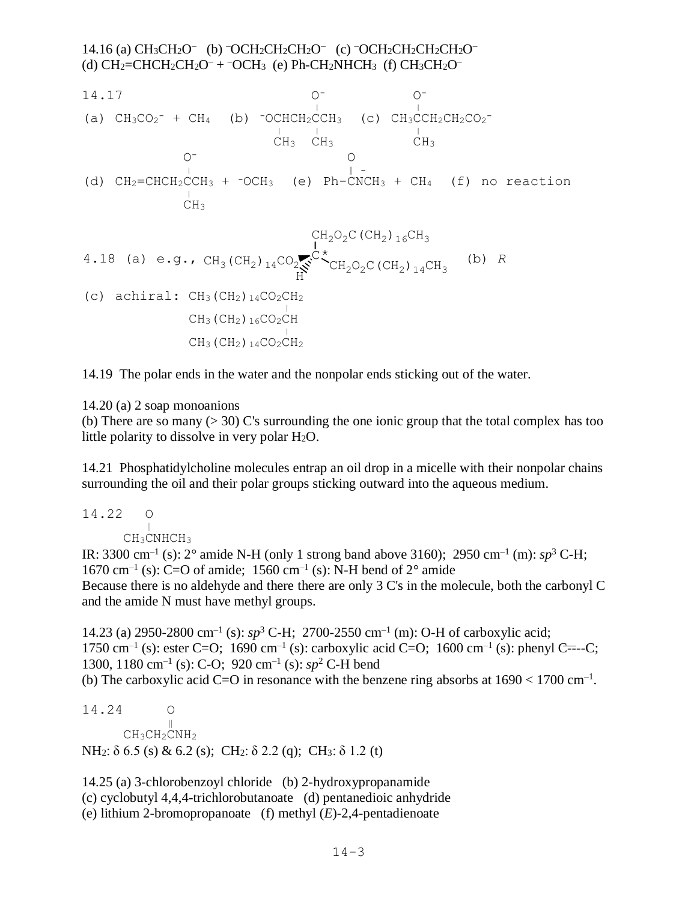14.16 (a) $CH_3CH_2O^-$ (b) $^-OCH_2CH_2CH_2O^-$ (c) $^-OCH_2CH_2CH_2CH_2O^-$
(d) $CH_2{=}CHCH_2CH_2O^- + {}^-OCH_3$ (e) $Ph\text{-}CH_2NHCH_3$ (f) $CH_3CH_2O^-$

```
14.17                           O⁻            O⁻
                                |             |
(a) CH3CO2⁻ + CH4   (b) ⁻OCHCH2CCH3   (c) CH3CCH2CH2CO2⁻
                          |     |             |
                          CH3   CH3           CH3
          O⁻                    O
          |                     ‖ -
(d) CH2=CHCH2CCH3 + ⁻OCH3   (e) Ph-CNCH3 + CH4   (f) no reaction
          |
          CH3
```

```
                                CH2O2C(CH2)16CH3
                                |
4.18 (a) e.g., CH3(CH2)14CO2 ▸ C* ─ CH2O2C(CH2)14CH3     (b) R
                                H

(c) achiral: CH3(CH2)14CO2CH2
                          |
             CH3(CH2)16CO2CH
                          |
             CH3(CH2)14CO2CH2
```

14.19 The polar ends in the water and the nonpolar ends sticking out of the water.

14.20 (a) 2 soap monoanions
(b) There are so many (> 30) C's surrounding the one ionic group that the total complex has too little polarity to dissolve in very polar $H_2O$.

14.21 Phosphatidylcholine molecules entrap an oil drop in a micelle with their nonpolar chains surrounding the oil and their polar groups sticking outward into the aqueous medium.

```
14.22    O
         ‖
      CH3CNHCH3
```

IR: 3300 $cm^{-1}$ (s): 2° amide N-H (only 1 strong band above 3160); 2950 $cm^{-1}$ (m): $sp^3$ C-H; 1670 $cm^{-1}$ (s): C=O of amide; 1560 $cm^{-1}$ (s): N-H bend of 2° amide
Because there is no aldehyde and there there are only 3 C's in the molecule, both the carbonyl C and the amide N must have methyl groups.

14.23 (a) 2950-2800 $cm^{-1}$ (s): $sp^3$ C-H; 2700-2550 $cm^{-1}$ (m): O-H of carboxylic acid; 1750 $cm^{-1}$ (s): ester C=O; 1690 $cm^{-1}$ (s): carboxylic acid C=O; 1600 $cm^{-1}$ (s): phenyl C=--C; 1300, 1180 $cm^{-1}$ (s): C-O; 920 $cm^{-1}$ (s): $sp^2$ C-H bend
(b) The carboxylic acid C=O in resonance with the benzene ring absorbs at 1690 < 1700 $cm^{-1}$.

```
14.24      O
           ‖
      CH3CH2CNH2
```

$NH_2$: δ 6.5 (s) & 6.2 (s); $CH_2$: δ 2.2 (q); $CH_3$: δ 1.2 (t)

14.25 (a) 3-chlorobenzoyl chloride (b) 2-hydroxypropanamide
(c) cyclobutyl 4,4,4-trichlorobutanoate (d) pentanedioic anhydride
(e) lithium 2-bromopropanoate (f) methyl (*E*)-2,4-pentadienoate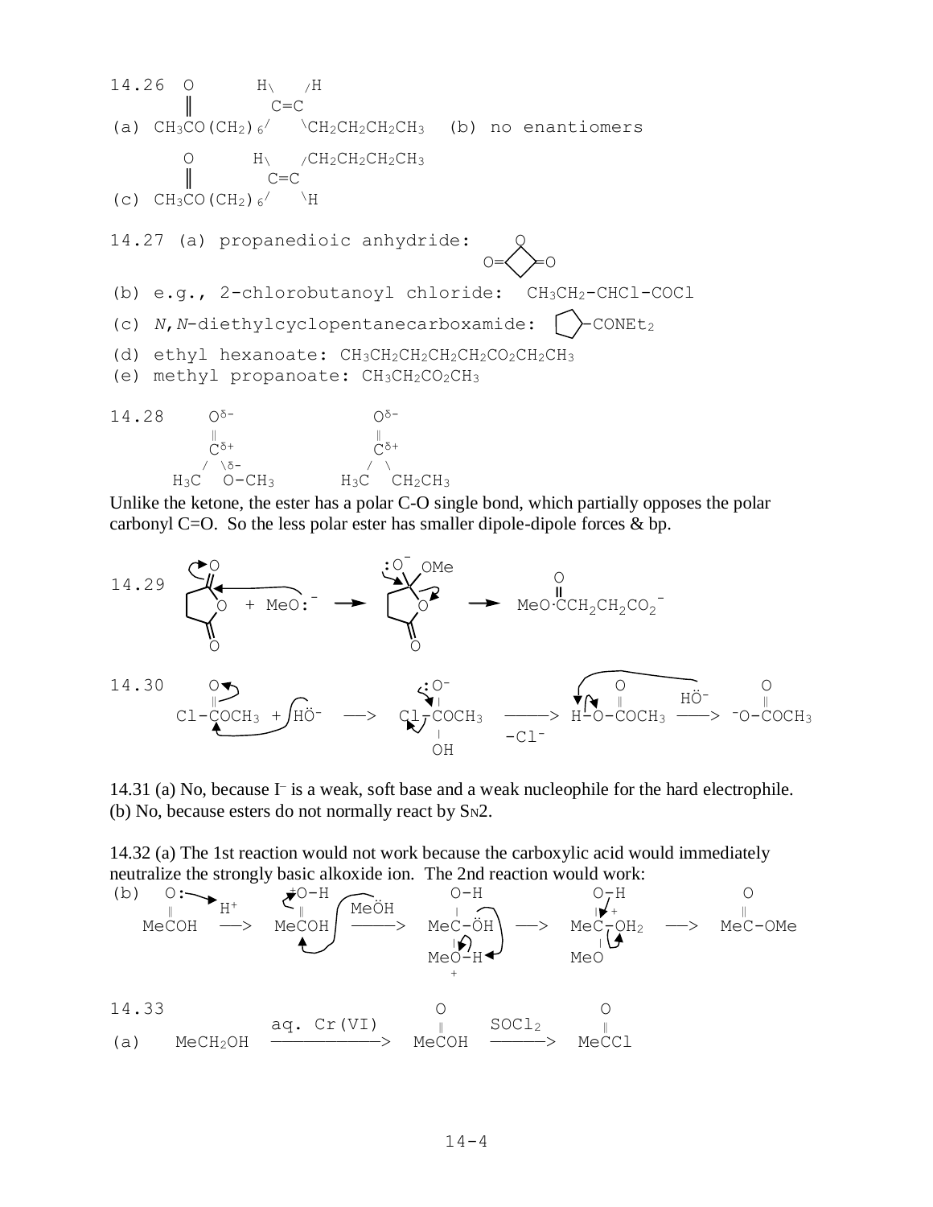14.26

(a) $CH_3CO(CH_2)_6$–CH=CH–$CH_2CH_2CH_2CH_3$ (cis: H and H on same side; $CH_3\overset{O}{\overset{\|}{C}}O(CH_2)_6$ and $CH_2CH_2CH_2CH_3$ on same side)

(b) no enantiomers

(c) $CH_3\overset{O}{\overset{\|}{C}}O(CH_2)_6$–CH=CH–$CH_2CH_2CH_2CH_3$ (trans)

14.27 (a) propanedioic anhydride: (four-membered ring with O, and two C=O)

(b) e.g., 2-chlorobutanoyl chloride: $CH_3CH_2$-CHCl-COCl

(c) *N,N*-diethylcyclopentanecarboxamide: (cyclopentane)-$CONEt_2$

(d) ethyl hexanoate: $CH_3CH_2CH_2CH_2CH_2CO_2CH_2CH_3$

(e) methyl propanoate: $CH_3CH_2CO_2CH_3$

14.28

$H_3C-\overset{O^{\delta-}}{\overset{\|}{C^{\delta+}}}-O^{\delta-}-CH_3$ $\quad$ $H_3C-\overset{O^{\delta-}}{\overset{\|}{C^{\delta+}}}-CH_2CH_3$

Unlike the ketone, the ester has a polar C-O single bond, which partially opposes the polar carbonyl C=O. So the less polar ester has smaller dipole-dipole forces & bp.

14.29

(succinic anhydride) + MeO:$^-$ ⟶ (tetrahedral intermediate with :O$^-$ and OMe) ⟶ $MeO\overset{O}{\overset{\|}{C}}CH_2CH_2CO_2^-$

14.30

$Cl-\overset{O}{\overset{\|}{C}}OCH_3$ + HÖ$^-$ ⟶ $Cl-\underset{OH}{\overset{:O^-}{C}}OCH_3$ $\xrightarrow{-Cl^-}$ $H-O-\overset{O}{\overset{\|}{C}}OCH_3$ $\xrightarrow{HÖ^-}$ $^-O-\overset{O}{\overset{\|}{C}}OCH_3$

14.31 (a) No, because $I^-$ is a weak, soft base and a weak nucleophile for the hard electrophile.
(b) No, because esters do not normally react by $S_N2$.

14.32 (a) The 1st reaction would not work because the carboxylic acid would immediately neutralize the strongly basic alkoxide ion. The 2nd reaction would work:

(b) $Me\overset{O:}{\overset{\|}{C}}OH$ $\xrightarrow{H^+}$ $Me\overset{^+O-H}{\overset{\|}{C}}OH$ $\xrightarrow{Me\ddot{O}H}$ $Me\underset{MeO^+-H}{\overset{O-H}{C}}-\ddot{O}H$ ⟶ $Me\underset{MeO}{\overset{O-H}{\overset{\|}{C}}}-^+OH_2$ ⟶ $Me\overset{O}{\overset{\|}{C}}-OMe$

14.33

(a) $MeCH_2OH$ $\xrightarrow{\text{aq. Cr(VI)}}$ $Me\overset{O}{\overset{\|}{C}}OH$ $\xrightarrow{SOCl_2}$ $Me\overset{O}{\overset{\|}{C}}Cl$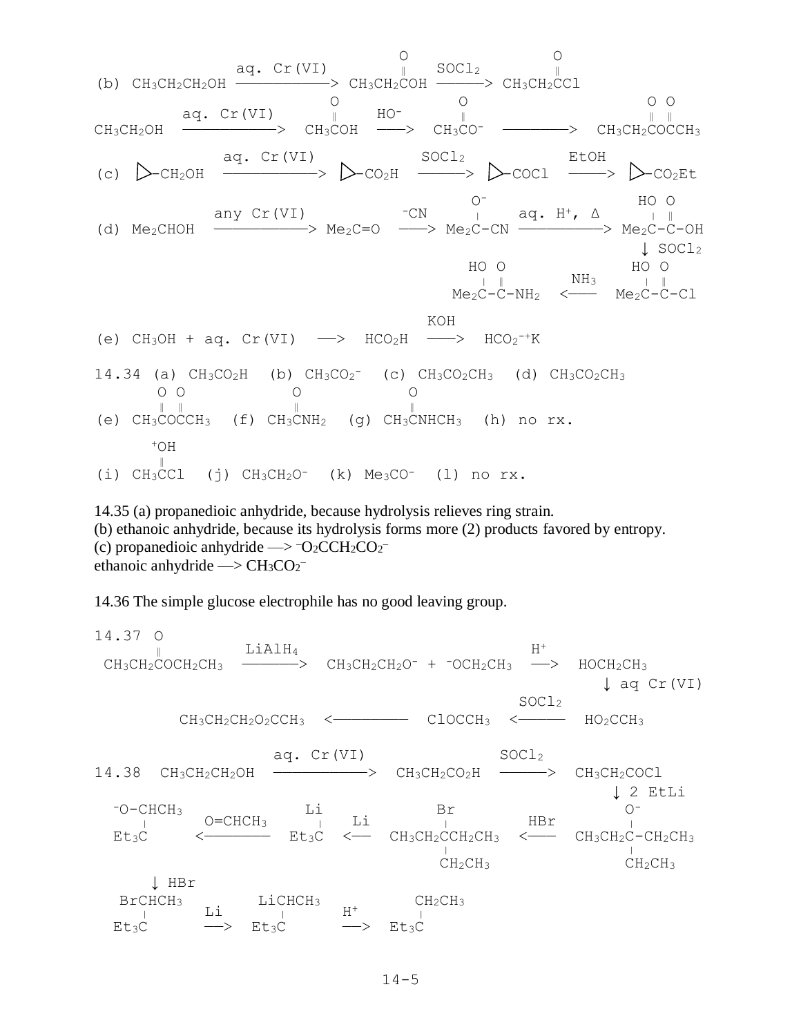(b) $CH_3CH_2CH_2OH \xrightarrow{\text{aq. Cr(VI)}} CH_3CH_2COH$ (C=O) $\xrightarrow{SOCl_2} CH_3CH_2CCl$ (C=O)

$CH_3CH_2OH \xrightarrow{\text{aq. Cr(VI)}} CH_3COH$ (C=O) $\xrightarrow{HO^-} CH_3CO^-$ (C=O) $\longrightarrow CH_3CH_2COCCH_3$ (O O, two C=O)

(c) cyclopropyl–$CH_2OH \xrightarrow{\text{aq. Cr(VI)}}$ cyclopropyl–$CO_2H \xrightarrow{SOCl_2}$ cyclopropyl–$COCl \xrightarrow{EtOH}$ cyclopropyl–$CO_2Et$

(d) $Me_2CHOH \xrightarrow{\text{any Cr(VI)}} Me_2C{=}O \xrightarrow{^-CN} Me_2C(O^-)\text{-}CN \xrightarrow{\text{aq. } H^+,\ \Delta} Me_2C(HO)\text{-}C(=O)\text{-}OH$

$\downarrow SOCl_2$

$Me_2C(HO)\text{-}C(=O)\text{-}NH_2 \xleftarrow{NH_3} Me_2C(HO)\text{-}C(=O)\text{-}Cl$

(e) $CH_3OH$ + aq. Cr(VI) $\longrightarrow HCO_2H \xrightarrow{KOH} HCO_2^{-+}K$

14.34 (a) $CH_3CO_2H$ (b) $CH_3CO_2^-$ (c) $CH_3CO_2CH_3$ (d) $CH_3CO_2CH_3$
(e) $CH_3COCCH_3$ (O O, two C=O) (f) $CH_3CNH_2$ (C=O) (g) $CH_3CNHCH_3$ (C=O) (h) no rx.
(i) $CH_3CCl$ (C=$^+$OH) (j) $CH_3CH_2O^-$ (k) $Me_3CO^-$ (l) no rx.

14.35 (a) propanedioic anhydride, because hydrolysis relieves ring strain.
(b) ethanoic anhydride, because its hydrolysis forms more (2) products favored by entropy.
(c) propanedioic anhydride —> $^-O_2CCH_2CO_2^-$
ethanoic anhydride —> $CH_3CO_2^-$

14.36 The simple glucose electrophile has no good leaving group.

14.37 $CH_3CH_2COCH_2CH_3$ (C=O) $\xrightarrow{LiAlH_4} CH_3CH_2CH_2O^- + {}^-OCH_2CH_3 \xrightarrow{H^+} HOCH_2CH_3$

$\downarrow$ aq Cr(VI)

$CH_3CH_2CH_2O_2CCH_3 \longleftarrow ClOCCH_3 \xleftarrow{SOCl_2} HO_2CCH_3$

14.38 $CH_3CH_2CH_2OH \xrightarrow{\text{aq. Cr(VI)}} CH_3CH_2CO_2H \xrightarrow{SOCl_2} CH_3CH_2COCl$

$\downarrow$ 2 EtLi

$Et_3C\text{-}CH(O^-)CH_3 \xleftarrow{O=CHCH_3} Et_3C\text{-}Li \xleftarrow{Li} CH_3CH_2C(Br)(CH_2CH_3)CH_2CH_3 \xleftarrow{HBr} CH_3CH_2C(O^-)(CH_2CH_3)\text{-}CH_2CH_3$

$\downarrow$ HBr

$Et_3C\text{-}CHBrCH_3 \xrightarrow{Li} Et_3C\text{-}CH(Li)CH_3 \xrightarrow{H^+} Et_3C\text{-}CH_2CH_3$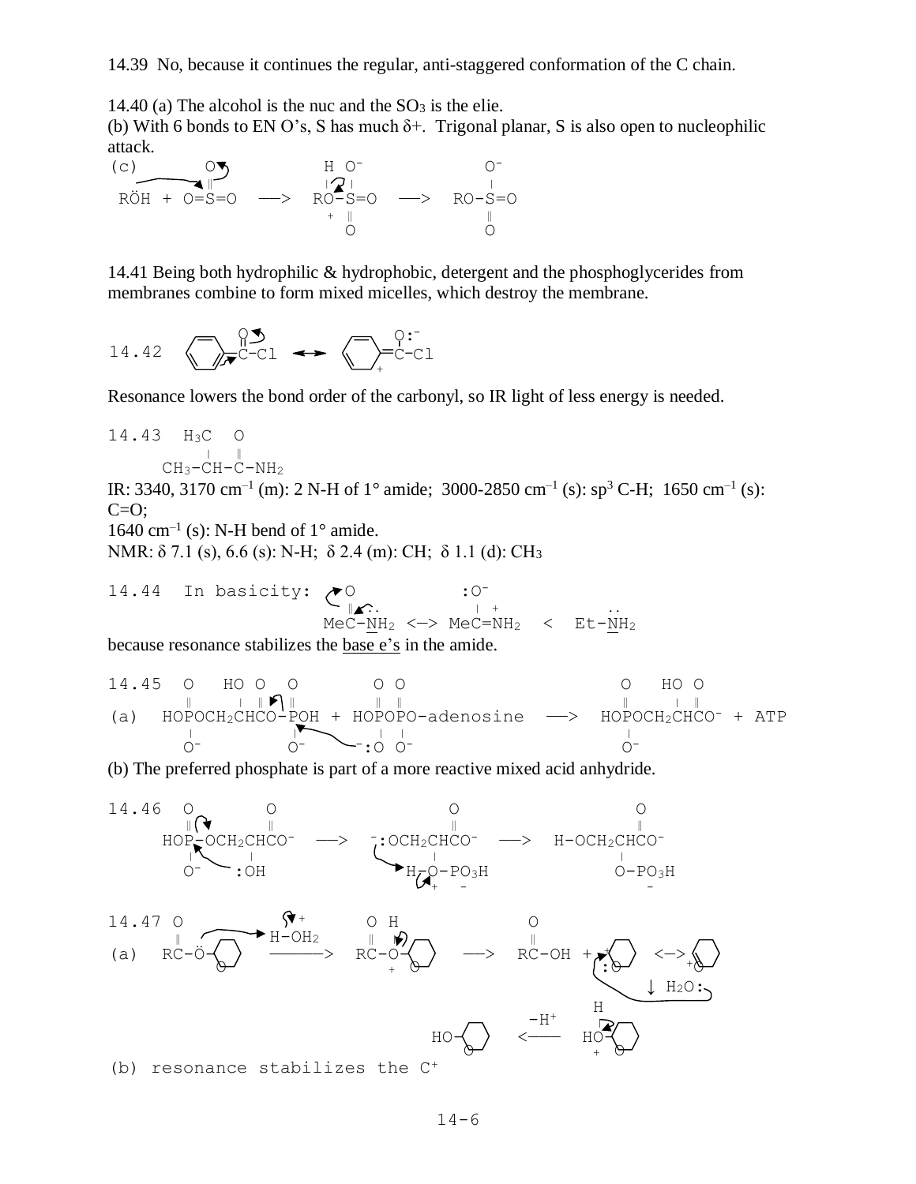14.39 No, because it continues the regular, anti-staggered conformation of the C chain.

14.40 (a) The alcohol is the nuc and the $SO_3$ is the elie.

(b) With 6 bonds to EN O's, S has much δ+. Trigonal planar, S is also open to nucleophilic attack.

```
(c)          O            H O⁻             O⁻
             ‖            | |              |
 RÖH + O=S=O   ──>   RO-S=O    ──>   RO-S=O
                       +  ‖               ‖
                          O               O
```

14.41 Being both hydrophilic & hydrophobic, detergent and the phosphoglycerides from membranes combine to form mixed micelles, which destroy the membrane.

```
          O                 O:⁻
          ‖                 |
14.42  C6H5-C-Cl  <-->  C6H4=C-Cl
                          +
```

Resonance lowers the bond order of the carbonyl, so IR light of less energy is needed.

```
14.43   H3C  O
         |   ‖
    CH3-CH-C-NH2
```

IR: 3340, 3170 $cm^{-1}$ (m): 2 N-H of 1° amide; 3000-2850 $cm^{-1}$ (s): $sp^3$ C-H; 1650 $cm^{-1}$ (s): C=O;
1640 $cm^{-1}$ (s): N-H bend of 1° amide.

NMR: δ 7.1 (s), 6.6 (s): N-H; δ 2.4 (m): CH; δ 1.1 (d): $CH_3$

```
14.44  In basicity:   O              :O⁻
                      ‖ ..           |  +                ..
                   MeC-NH2  <-->  MeC=NH2   <   Et-NH2
```

because resonance stabilizes the base e's in the amide.

```
14.45  O    HO O  O          O  O                          O    HO O
       ‖    |  ‖  ‖          ‖  ‖                          ‖    |  ‖
(a)  HOPOCH2CHCO-POH + HOPOPO-adenosine   ──>   HOPOCH2CHCO⁻ + ATP
       |           |          |  |                         |
       O⁻          O⁻       ⁻:O  O⁻                        O⁻
```

(b) The preferred phosphate is part of a more reactive mixed acid anhydride.

```
14.46   O          O                    O                      O
        ‖          ‖                    ‖                      ‖
      HOP-OCH2CHCO⁻   ──>   ⁻:OCH2CHCO⁻   ──>   H-OCH2CHCO⁻
        |       |                  |                      |
        O⁻     :OH              H-O-PO3H                O-PO3H
                                  +   -                     -
```

```
14.47  O                +         O  H                  O
       ‖             H-OH2        ‖  |                  ‖
(a)  RC-Ö-(C5H9O)   ──────>    RC-O-(C5H9O)   ──>   RC-OH + (C5H8O)⁺  <-->  (C5H8O⁺)
                                  +                                 ↓ H2O:
                                                          H
                                            -H⁺           |
                            HO-(C5H9O)    <────     HO-(C5H9O)
                                                          +
```

(b) resonance stabilizes the $C^+$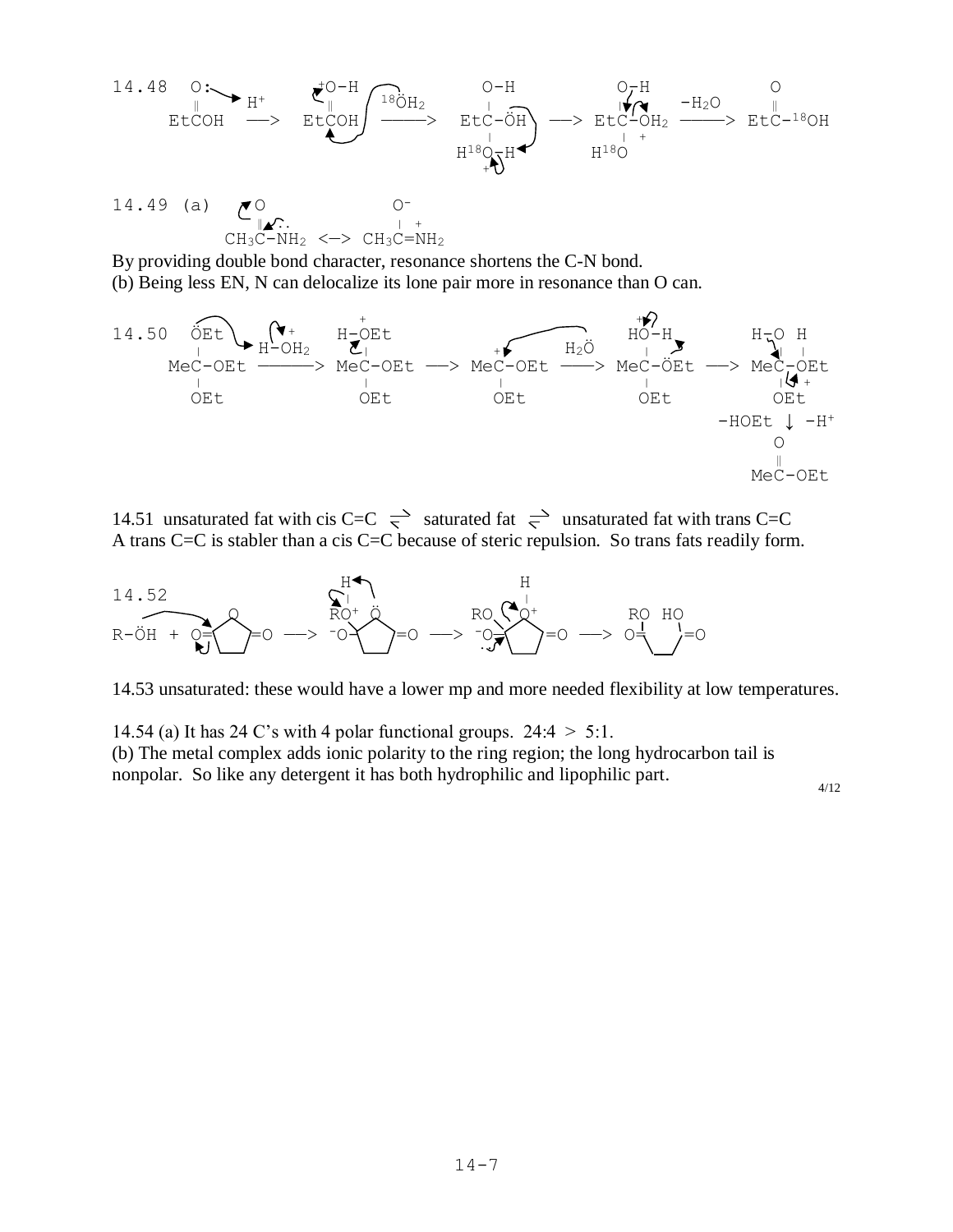14.48 

$$\mathrm{EtC(=O)OH} \xrightarrow{H^+} \mathrm{EtC(=O^+H)OH} \xrightarrow{H_2{}^{18}O} \mathrm{EtC(OH)(OH)(^{18}OH_2^+)} \longrightarrow \mathrm{EtC(OH)(^{18}OH)(OH_2^+)} \xrightarrow{-H_2O} \mathrm{EtC(=O)^{18}OH}$$

14.49 (a) 

$$\mathrm{CH_3C(=O)-NH_2} \longleftrightarrow \mathrm{CH_3C(-O^-)=NH_2^+}$$

By providing double bond character, resonance shortens the C-N bond.

(b) Being less EN, N can delocalize its lone pair more in resonance than O can.

14.50 

$$\mathrm{MeC(OEt)_3} \xrightarrow{H-OH_2^+} \mathrm{MeC(OEt)_2(H-O^+Et)} \longrightarrow \mathrm{MeC^+(OEt)_2} \xrightarrow{H_2O} \mathrm{MeC(OEt)_2(H-O^+-H)} \longrightarrow \mathrm{MeC(OH)(OEt)(H-O^+Et)}$$

$$\xrightarrow{-HOEt,\ -H^+} \mathrm{MeC(=O)OEt}$$

14.51 unsaturated fat with cis C=C $\rightleftharpoons$ saturated fat $\rightleftharpoons$ unsaturated fat with trans C=C

A trans C=C is stabler than a cis C=C because of steric repulsion. So trans fats readily form.

14.52 

R-ÖH + cyclic anhydride (O=C–O–C=O ring) ⟶ tetrahedral intermediate ($^-$O, $RO^+H$) ⟶ proton transfer ($^-$O, RO, ring $O^+$–H) ⟶ RO–C(=O)–CH$_2$CH$_2$–C(=O)–OH

14.53 unsaturated: these would have a lower mp and more needed flexibility at low temperatures.

14.54 (a) It has 24 C's with 4 polar functional groups. 24:4 > 5:1.

(b) The metal complex adds ionic polarity to the ring region; the long hydrocarbon tail is nonpolar. So like any detergent it has both hydrophilic and lipophilic part.

4/12